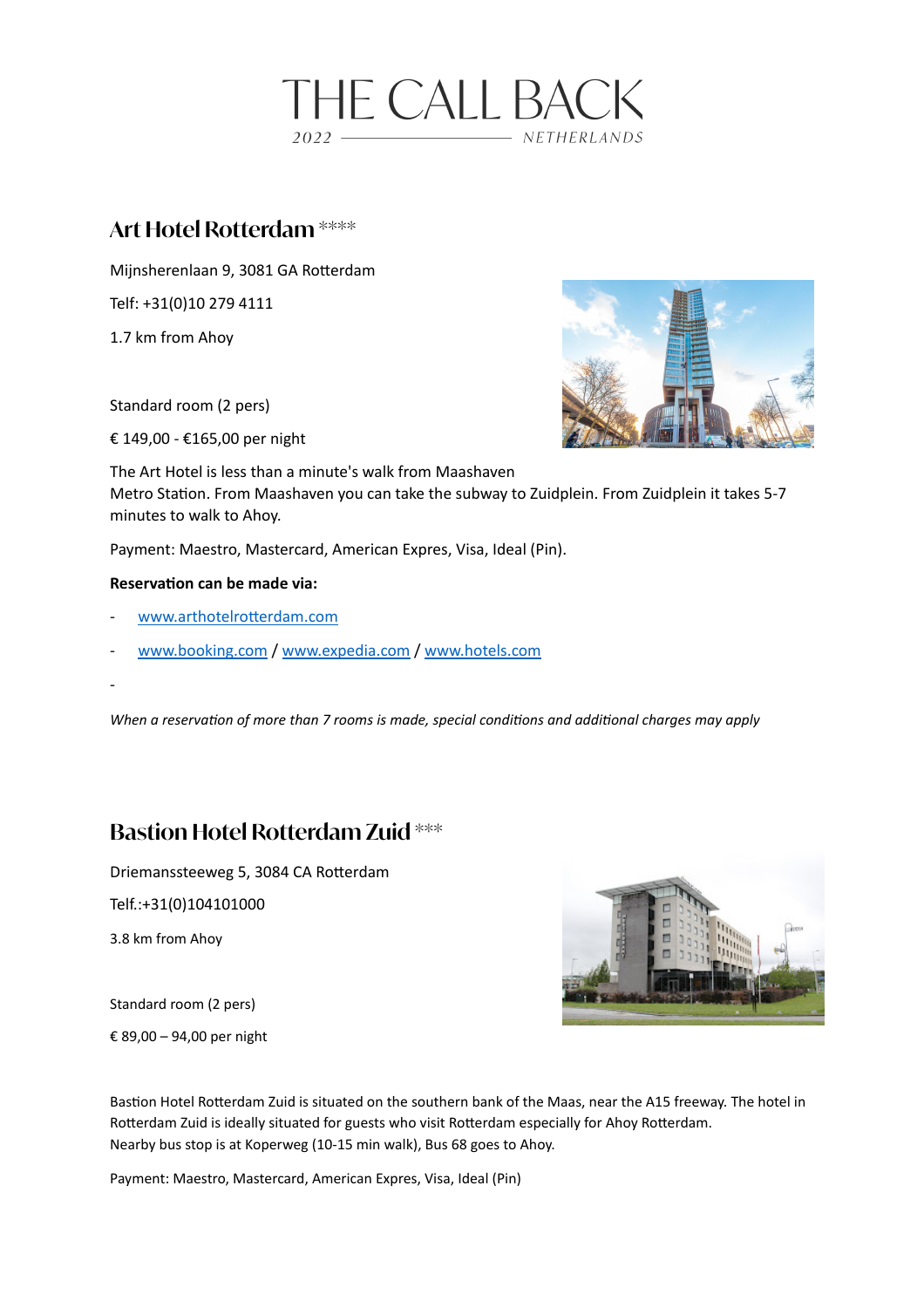# THE CALL BACK

2022 — NETHERLANDS

## Art Hotel Rotterdam ****

Mijnsherenlaan 9, 3081 GA Rotterdam

Telf: +31(0)10 279 4111

1.7 km from Ahoy

Standard room (2 pers)

€ 149,00 - €165,00 per night

The Art Hotel is less than a minute's walk from Maashaven Metro Station. From Maashaven you can take the subway to Zuidplein. From Zuidplein it takes 5-7 minutes to walk to Ahoy.

Payment: Maestro, Mastercard, American Expres, Visa, Ideal (Pin).

**Reservation can be made via:**

- www.arthotelrotterdam.com
- www.booking.com / www.expedia.com / www.hotels.com
-

*When a reservation of more than 7 rooms is made, special conditions and additional charges may apply*

## Bastion Hotel Rotterdam Zuid ***

Driemanssteeweg 5, 3084 CA Rotterdam

Telf.:+31(0)104101000

3.8 km from Ahoy

Standard room (2 pers)

€ 89,00 – 94,00 per night

Bastion Hotel Rotterdam Zuid is situated on the southern bank of the Maas, near the A15 freeway. The hotel in Rotterdam Zuid is ideally situated for guests who visit Rotterdam especially for Ahoy Rotterdam. Nearby bus stop is at Koperweg (10-15 min walk), Bus 68 goes to Ahoy.

Payment: Maestro, Mastercard, American Expres, Visa, Ideal (Pin)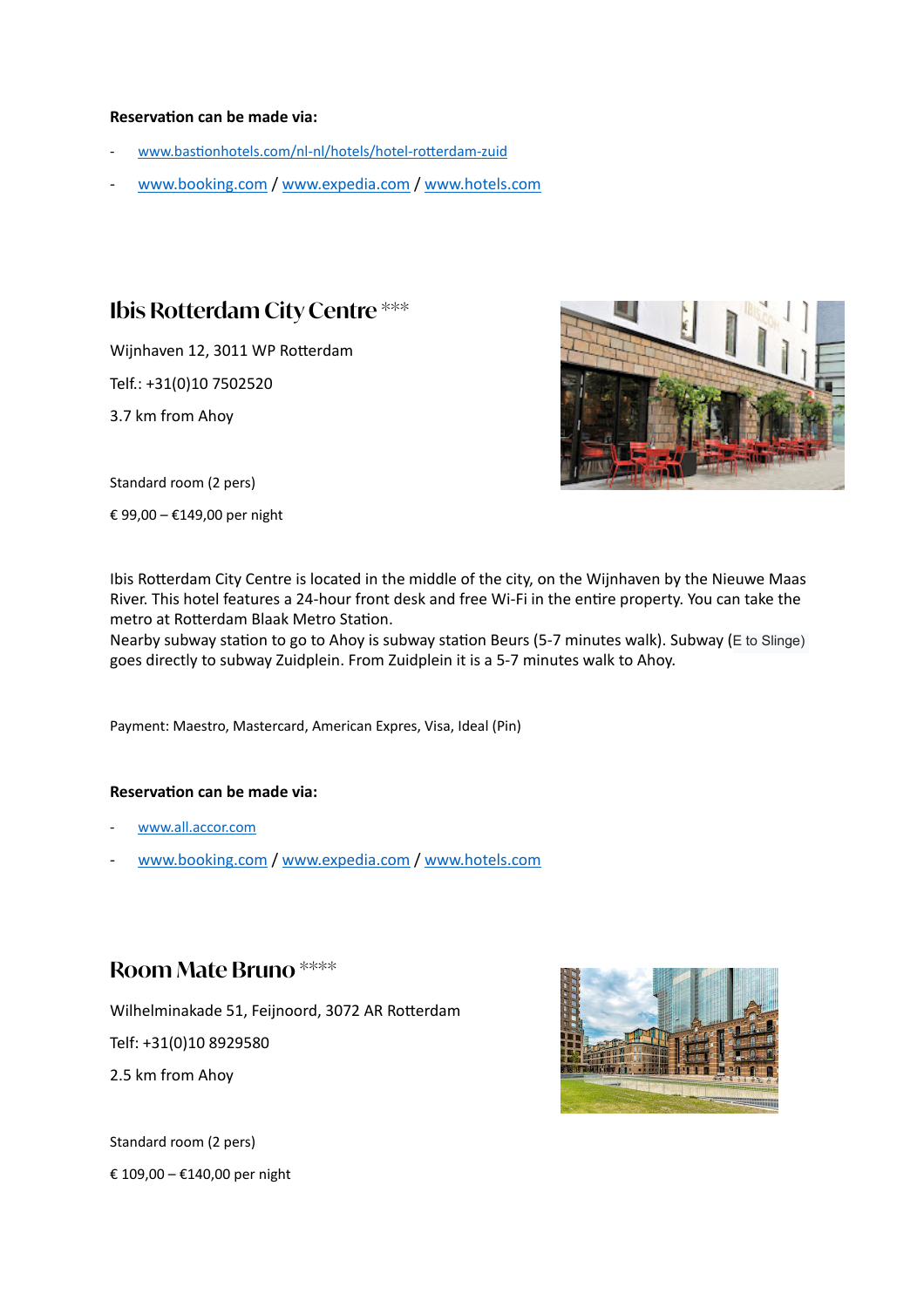**Reservation can be made via:**

- www.bastionhotels.com/nl-nl/hotels/hotel-rotterdam-zuid
- www.booking.com / www.expedia.com / www.hotels.com

## Ibis Rotterdam City Centre ***

Wijnhaven 12, 3011 WP Rotterdam

Telf.: +31(0)10 7502520

3.7 km from Ahoy

Standard room (2 pers)

€ 99,00 – €149,00 per night

Ibis Rotterdam City Centre is located in the middle of the city, on the Wijnhaven by the Nieuwe Maas River. This hotel features a 24-hour front desk and free Wi-Fi in the entire property. You can take the metro at Rotterdam Blaak Metro Station.
Nearby subway station to go to Ahoy is subway station Beurs (5-7 minutes walk). Subway (E to Slinge) goes directly to subway Zuidplein. From Zuidplein it is a 5-7 minutes walk to Ahoy.

Payment: Maestro, Mastercard, American Expres, Visa, Ideal (Pin)

**Reservation can be made via:**

- www.all.accor.com
- www.booking.com / www.expedia.com / www.hotels.com

## Room Mate Bruno ****

Wilhelminakade 51, Feijnoord, 3072 AR Rotterdam

Telf: +31(0)10 8929580

2.5 km from Ahoy

Standard room (2 pers)

€ 109,00 – €140,00 per night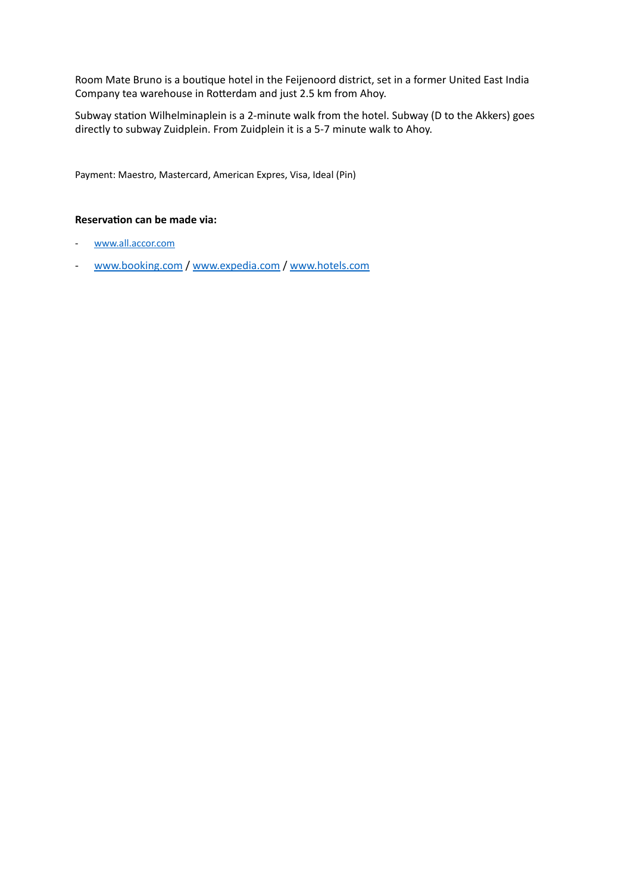Room Mate Bruno is a boutique hotel in the Feijenoord district, set in a former United East India Company tea warehouse in Rotterdam and just 2.5 km from Ahoy.

Subway station Wilhelminaplein is a 2-minute walk from the hotel. Subway (D to the Akkers) goes directly to subway Zuidplein. From Zuidplein it is a 5-7 minute walk to Ahoy.

Payment: Maestro, Mastercard, American Expres, Visa, Ideal (Pin)

**Reservation can be made via:**

- www.all.accor.com
- www.booking.com / www.expedia.com / www.hotels.com